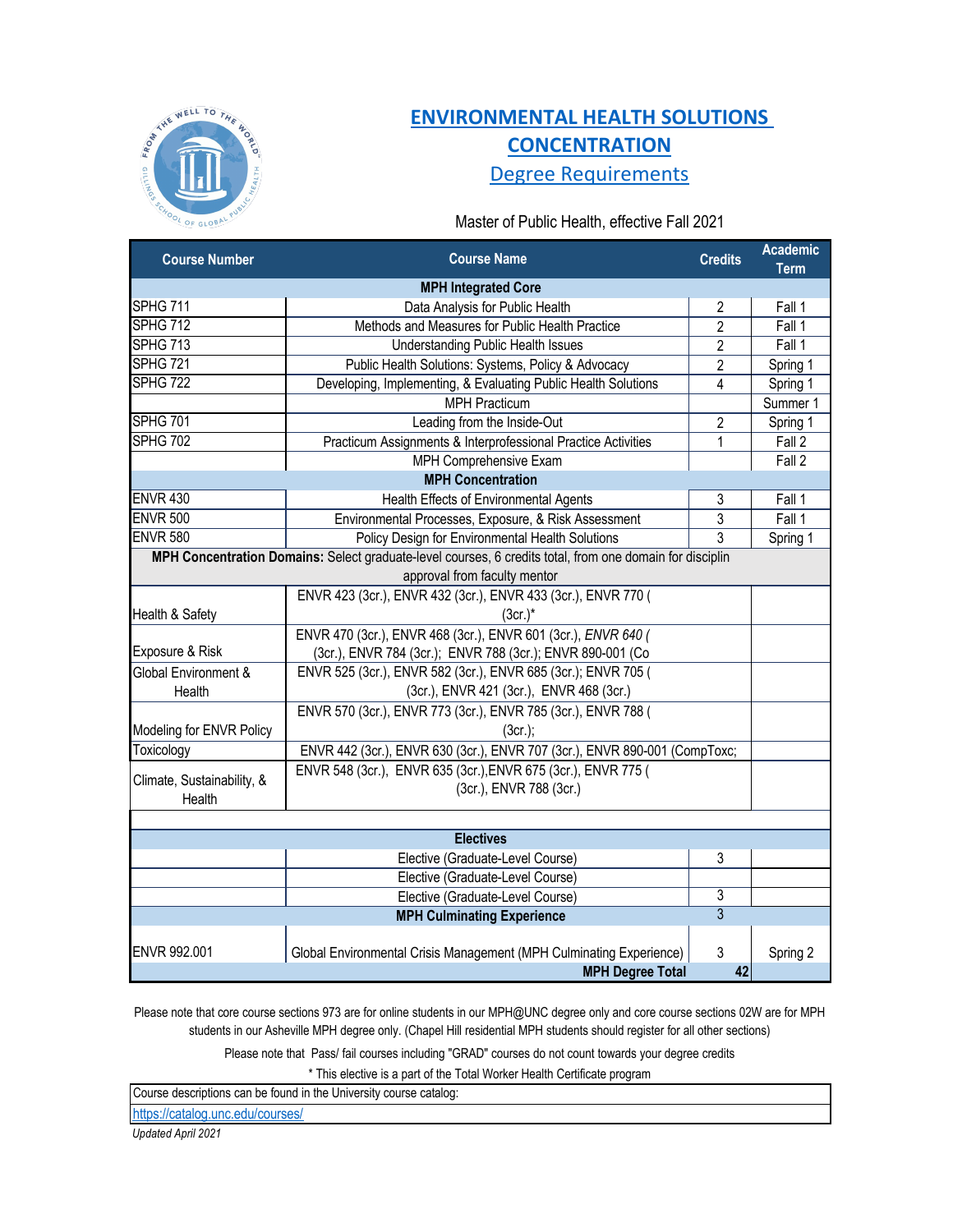# ENVIRONMENTAL HEALTH SOLUTIONS CONCENTRATION

## Degree Requirements

Master of Public Health, effective Fall 2021

| Course Number | Course Name | Credits | Academic Term |
|---|---|---|---|
| **MPH Integrated Core** | | | |
| SPHG 711 | Data Analysis for Public Health | 2 | Fall 1 |
| SPHG 712 | Methods and Measures for Public Health Practice | 2 | Fall 1 |
| SPHG 713 | Understanding Public Health Issues | 2 | Fall 1 |
| SPHG 721 | Public Health Solutions: Systems, Policy & Advocacy | 2 | Spring 1 |
| SPHG 722 | Developing, Implementing, & Evaluating Public Health Solutions | 4 | Spring 1 |
| | MPH Practicum | | Summer 1 |
| SPHG 701 | Leading from the Inside-Out | 2 | Spring 1 |
| SPHG 702 | Practicum Assignments & Interprofessional Practice Activities | 1 | Fall 2 |
| | MPH Comprehensive Exam | | Fall 2 |
| **MPH Concentration** | | | |
| ENVR 430 | Health Effects of Environmental Agents | 3 | Fall 1 |
| ENVR 500 | Environmental Processes, Exposure, & Risk Assessment | 3 | Fall 1 |
| ENVR 580 | Policy Design for Environmental Health Solutions | 3 | Spring 1 |
| **MPH Concentration Domains:** Select graduate-level courses, 6 credits total, from one domain for disciplin approval from faculty mentor | | | |
| Health & Safety | ENVR 423 (3cr.), ENVR 432 (3cr.), ENVR 433 (3cr.), ENVR 770 ( (3cr.)* | | |
| Exposure & Risk | ENVR 470 (3cr.), ENVR 468 (3cr.), ENVR 601 (3cr.), *ENVR 640 (* (3cr.), ENVR 784 (3cr.); ENVR 788 (3cr.); ENVR 890-001 (Co | | |
| Global Environment & Health | ENVR 525 (3cr.), ENVR 582 (3cr.), ENVR 685 (3cr.); ENVR 705 ( (3cr.), ENVR 421 (3cr.), ENVR 468 (3cr.) | | |
| Modeling for ENVR Policy | ENVR 570 (3cr.), ENVR 773 (3cr.), ENVR 785 (3cr.), ENVR 788 ( (3cr.); | | |
| Toxicology | ENVR 442 (3cr.), ENVR 630 (3cr.), ENVR 707 (3cr.), ENVR 890-001 (CompToxc; | | |
| Climate, Sustainability, & Health | ENVR 548 (3cr.), ENVR 635 (3cr.),ENVR 675 (3cr.), ENVR 775 ( (3cr.), ENVR 788 (3cr.) | | |
| **Electives** | | | |
| | Elective (Graduate-Level Course) | 3 | |
| | Elective (Graduate-Level Course) | | |
| | Elective (Graduate-Level Course) | 3 | |
| **MPH Culminating Experience** | | 3 | |
| ENVR 992.001 | Global Environmental Crisis Management (MPH Culminating Experience) | 3 | Spring 2 |
| | **MPH Degree Total** | 42 | |

Please note that core course sections 973 are for online students in our MPH@UNC degree only and core course sections 02W are for MPH students in our Asheville MPH degree only. (Chapel Hill residential MPH students should register for all other sections)

Please note that Pass/ fail courses including "GRAD" courses do not count towards your degree credits

* This elective is a part of the Total Worker Health Certificate program

| Course descriptions can be found in the University course catalog: |
|---|
| https://catalog.unc.edu/courses/ |

*Updated April 2021*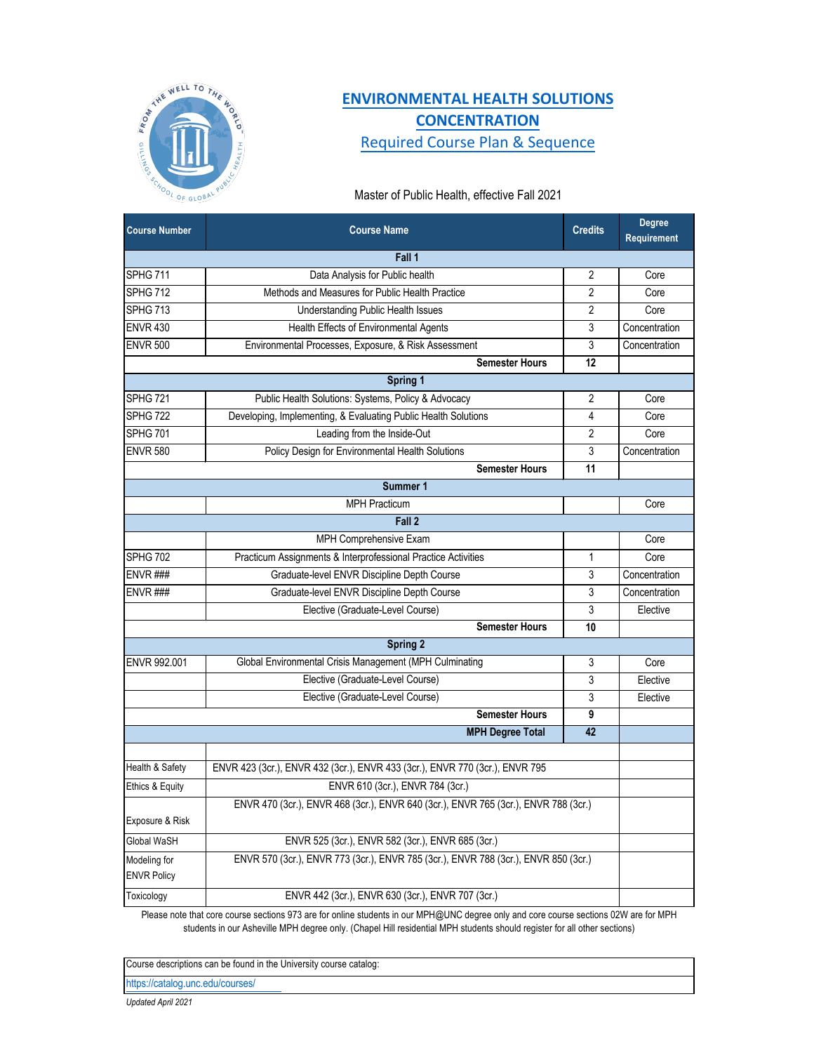# ENVIRONMENTAL HEALTH SOLUTIONS CONCENTRATION

## Required Course Plan & Sequence

Master of Public Health, effective Fall 2021

| Course Number | Course Name | Credits | Degree Requirement |
|---|---|---|---|
| **Fall 1** | | | |
| SPHG 711 | Data Analysis for Public health | 2 | Core |
| SPHG 712 | Methods and Measures for Public Health Practice | 2 | Core |
| SPHG 713 | Understanding Public Health Issues | 2 | Core |
| ENVR 430 | Health Effects of Environmental Agents | 3 | Concentration |
| ENVR 500 | Environmental Processes, Exposure, & Risk Assessment | 3 | Concentration |
| | **Semester Hours** | **12** | |
| **Spring 1** | | | |
| SPHG 721 | Public Health Solutions: Systems, Policy & Advocacy | 2 | Core |
| SPHG 722 | Developing, Implementing, & Evaluating Public Health Solutions | 4 | Core |
| SPHG 701 | Leading from the Inside-Out | 2 | Core |
| ENVR 580 | Policy Design for Environmental Health Solutions | 3 | Concentration |
| | **Semester Hours** | **11** | |
| **Summer 1** | | | |
| | MPH Practicum | | Core |
| **Fall 2** | | | |
| | MPH Comprehensive Exam | | Core |
| SPHG 702 | Practicum Assignments & Interprofessional Practice Activities | 1 | Core |
| ENVR ### | Graduate-level ENVR Discipline Depth Course | 3 | Concentration |
| ENVR ### | Graduate-level ENVR Discipline Depth Course | 3 | Concentration |
| | Elective (Graduate-Level Course) | 3 | Elective |
| | **Semester Hours** | **10** | |
| **Spring 2** | | | |
| ENVR 992.001 | Global Environmental Crisis Management (MPH Culminating | 3 | Core |
| | Elective (Graduate-Level Course) | 3 | Elective |
| | Elective (Graduate-Level Course) | 3 | Elective |
| | **Semester Hours** | **9** | |
| | **MPH Degree Total** | **42** | |

| | | |
|---|---|---|
| Health & Safety | ENVR 423 (3cr.), ENVR 432 (3cr.), ENVR 433 (3cr.), ENVR 770 (3cr.), ENVR 795 | |
| Ethics & Equity | ENVR 610 (3cr.), ENVR 784 (3cr.) | |
| Exposure & Risk | ENVR 470 (3cr.), ENVR 468 (3cr.), ENVR 640 (3cr.), ENVR 765 (3cr.), ENVR 788 (3cr.) | |
| Global WaSH | ENVR 525 (3cr.), ENVR 582 (3cr.), ENVR 685 (3cr.) | |
| Modeling for ENVR Policy | ENVR 570 (3cr.), ENVR 773 (3cr.), ENVR 785 (3cr.), ENVR 788 (3cr.), ENVR 850 (3cr.) | |
| Toxicology | ENVR 442 (3cr.), ENVR 630 (3cr.), ENVR 707 (3cr.) | |

Please note that core course sections 973 are for online students in our MPH@UNC degree only and core course sections 02W are for MPH students in our Asheville MPH degree only. (Chapel Hill residential MPH students should register for all other sections)

| |
|---|
| Course descriptions can be found in the University course catalog: |
| https://catalog.unc.edu/courses/ |

*Updated April 2021*